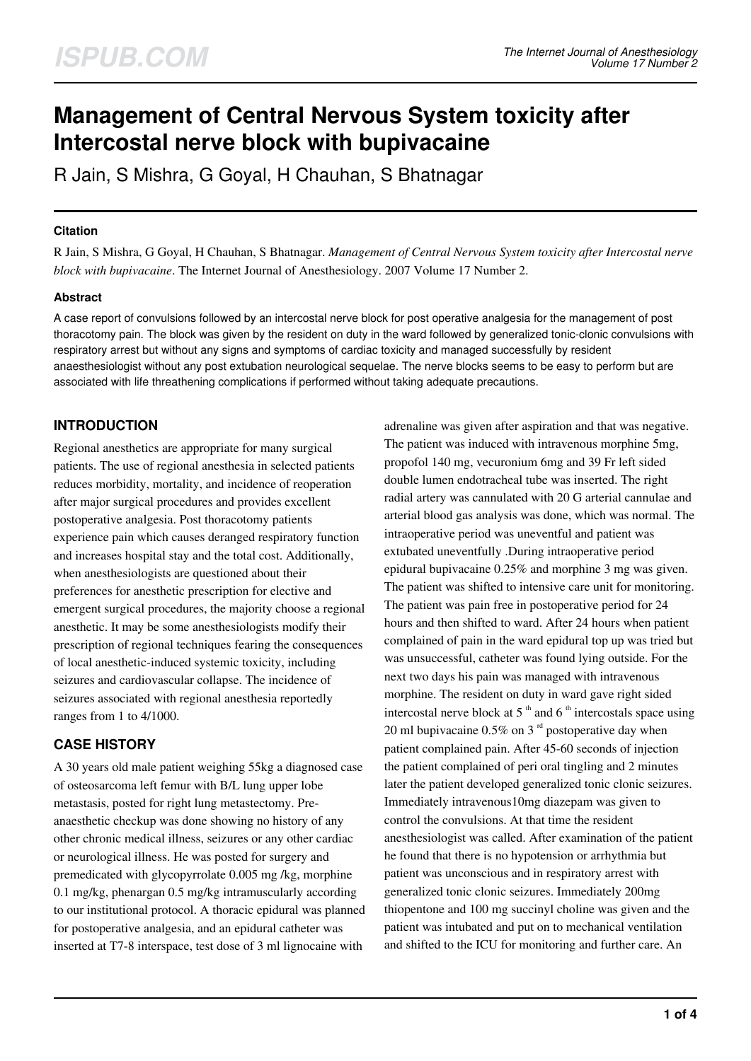# Management of Central Nervous System toxicity after Intercostal nerve block with bupivacaine

R Jain, S Mishra, G Goyal, H Chauhan, S Bhatnagar

### Citation

R Jain, S Mishra, G Goyal, H Chauhan, S Bhatnagar. *Management of Central Nervous System toxicity after Intercostal nerve block with bupivacaine*. The Internet Journal of Anesthesiology. 2007 Volume 17 Number 2.

### Abstract

A case report of convulsions followed by an intercostal nerve block for post operative analgesia for the management of post thoracotomy pain. The block was given by the resident on duty in the ward followed by generalized tonic-clonic convulsions with respiratory arrest but without any signs and symptoms of cardiac toxicity and managed successfully by resident anaesthesiologist without any post extubation neurological sequelae. The nerve blocks seems to be easy to perform but are associated with life threathening complications if performed without taking adequate precautions.

## INTRODUCTION

Regional anesthetics are appropriate for many surgical patients. The use of regional anesthesia in selected patients reduces morbidity, mortality, and incidence of reoperation after major surgical procedures and provides excellent postoperative analgesia. Post thoracotomy patients experience pain which causes deranged respiratory function and increases hospital stay and the total cost. Additionally, when anesthesiologists are questioned about their preferences for anesthetic prescription for elective and emergent surgical procedures, the majority choose a regional anesthetic. It may be some anesthesiologists modify their prescription of regional techniques fearing the consequences of local anesthetic-induced systemic toxicity, including seizures and cardiovascular collapse. The incidence of seizures associated with regional anesthesia reportedly ranges from 1 to 4/1000.

## CASE HISTORY

A 30 years old male patient weighing 55kg a diagnosed case of osteosarcoma left femur with B/L lung upper lobe metastasis, posted for right lung metastectomy. Pre-anaesthetic checkup was done showing no history of any other chronic medical illness, seizures or any other cardiac or neurological illness. He was posted for surgery and premedicated with glycopyrrolate 0.005 mg /kg, morphine 0.1 mg/kg, phenargan 0.5 mg/kg intramuscularly according to our institutional protocol. A thoracic epidural was planned for postoperative analgesia, and an epidural catheter was inserted at T7-8 interspace, test dose of 3 ml lignocaine with adrenaline was given after aspiration and that was negative. The patient was induced with intravenous morphine 5mg, propofol 140 mg, vecuronium 6mg and 39 Fr left sided double lumen endotracheal tube was inserted. The right radial artery was cannulated with 20 G arterial cannulae and arterial blood gas analysis was done, which was normal. The intraoperative period was uneventful and patient was extubated uneventfully .During intraoperative period epidural bupivacaine 0.25% and morphine 3 mg was given. The patient was shifted to intensive care unit for monitoring. The patient was pain free in postoperative period for 24 hours and then shifted to ward. After 24 hours when patient complained of pain in the ward epidural top up was tried but was unsuccessful, catheter was found lying outside. For the next two days his pain was managed with intravenous morphine. The resident on duty in ward gave right sided intercostal nerve block at 5$^{th}$ and 6$^{th}$ intercostals space using 20 ml bupivacaine 0.5% on 3$^{rd}$ postoperative day when patient complained pain. After 45-60 seconds of injection the patient complained of peri oral tingling and 2 minutes later the patient developed generalized tonic clonic seizures. Immediately intravenous10mg diazepam was given to control the convulsions. At that time the resident anesthesiologist was called. After examination of the patient he found that there is no hypotension or arrhythmia but patient was unconscious and in respiratory arrest with generalized tonic clonic seizures. Immediately 200mg thiopentone and 100 mg succinyl choline was given and the patient was intubated and put on to mechanical ventilation and shifted to the ICU for monitoring and further care. An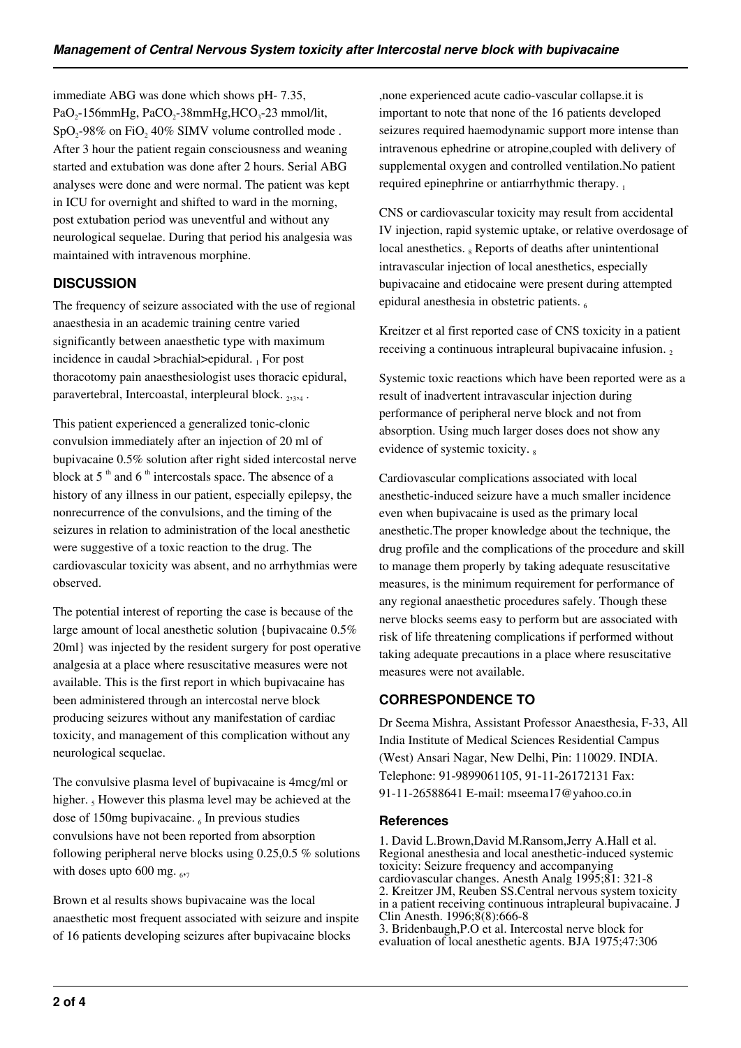immediate ABG was done which shows pH- 7.35, $PaO_2$-156mmHg, $PaCO_2$-38mmHg,$HCO_3$-23 mmol/lit, $SpO_2$-98% on $FiO_2$ 40% SIMV volume controlled mode . After 3 hour the patient regain consciousness and weaning started and extubation was done after 2 hours. Serial ABG analyses were done and were normal. The patient was kept in ICU for overnight and shifted to ward in the morning, post extubation period was uneventful and without any neurological sequelae. During that period his analgesia was maintained with intravenous morphine.

## DISCUSSION

The frequency of seizure associated with the use of regional anaesthesia in an academic training centre varied significantly between anaesthetic type with maximum incidence in caudal >brachial>epidural. [1] For post thoracotomy pain anaesthesiologist uses thoracic epidural, paravertebral, Intercoastal, interpleural block. [2,3,4] .

This patient experienced a generalized tonic-clonic convulsion immediately after an injection of 20 ml of bupivacaine 0.5% solution after right sided intercostal nerve block at 5 [th] and 6 [th] intercostals space. The absence of a history of any illness in our patient, especially epilepsy, the nonrecurrence of the convulsions, and the timing of the seizures in relation to administration of the local anesthetic were suggestive of a toxic reaction to the drug. The cardiovascular toxicity was absent, and no arrhythmias were observed.

The potential interest of reporting the case is because of the large amount of local anesthetic solution {bupivacaine 0.5% 20ml} was injected by the resident surgery for post operative analgesia at a place where resuscitative measures were not available. This is the first report in which bupivacaine has been administered through an intercostal nerve block producing seizures without any manifestation of cardiac toxicity, and management of this complication without any neurological sequelae.

The convulsive plasma level of bupivacaine is 4mcg/ml or higher. [5] However this plasma level may be achieved at the dose of 150mg bupivacaine. [6] In previous studies convulsions have not been reported from absorption following peripheral nerve blocks using 0.25,0.5 % solutions with doses upto 600 mg. [6,7]

Brown et al results shows bupivacaine was the local anaesthetic most frequent associated with seizure and inspite of 16 patients developing seizures after bupivacaine blocks ,none experienced acute cadio-vascular collapse.it is important to note that none of the 16 patients developed seizures required haemodynamic support more intense than intravenous ephedrine or atropine,coupled with delivery of supplemental oxygen and controlled ventilation.No patient required epinephrine or antiarrhythmic therapy. [1]

CNS or cardiovascular toxicity may result from accidental IV injection, rapid systemic uptake, or relative overdosage of local anesthetics. [8] Reports of deaths after unintentional intravascular injection of local anesthetics, especially bupivacaine and etidocaine were present during attempted epidural anesthesia in obstetric patients. [6]

Kreitzer et al first reported case of CNS toxicity in a patient receiving a continuous intrapleural bupivacaine infusion. [2]

Systemic toxic reactions which have been reported were as a result of inadvertent intravascular injection during performance of peripheral nerve block and not from absorption. Using much larger doses does not show any evidence of systemic toxicity. [8]

Cardiovascular complications associated with local anesthetic-induced seizure have a much smaller incidence even when bupivacaine is used as the primary local anesthetic.The proper knowledge about the technique, the drug profile and the complications of the procedure and skill to manage them properly by taking adequate resuscitative measures, is the minimum requirement for performance of any regional anaesthetic procedures safely. Though these nerve blocks seems easy to perform but are associated with risk of life threatening complications if performed without taking adequate precautions in a place where resuscitative measures were not available.

## CORRESPONDENCE TO

Dr Seema Mishra, Assistant Professor Anaesthesia, F-33, All India Institute of Medical Sciences Residential Campus (West) Ansari Nagar, New Delhi, Pin: 110029. INDIA. Telephone: 91-9899061105, 91-11-26172131 Fax: 91-11-26588641 E-mail: mseema17@yahoo.co.in

### References

1. David L.Brown,David M.Ransom,Jerry A.Hall et al. Regional anesthesia and local anesthetic-induced systemic toxicity: Seizure frequency and accompanying cardiovascular changes. Anesth Analg 1995;81: 321-8
2. Kreitzer JM, Reuben SS.Central nervous system toxicity in a patient receiving continuous intrapleural bupivacaine. J Clin Anesth. 1996;8(8):666-8
3. Bridenbaugh,P.O et al. Intercostal nerve block for evaluation of local anesthetic agents. BJA 1975;47:306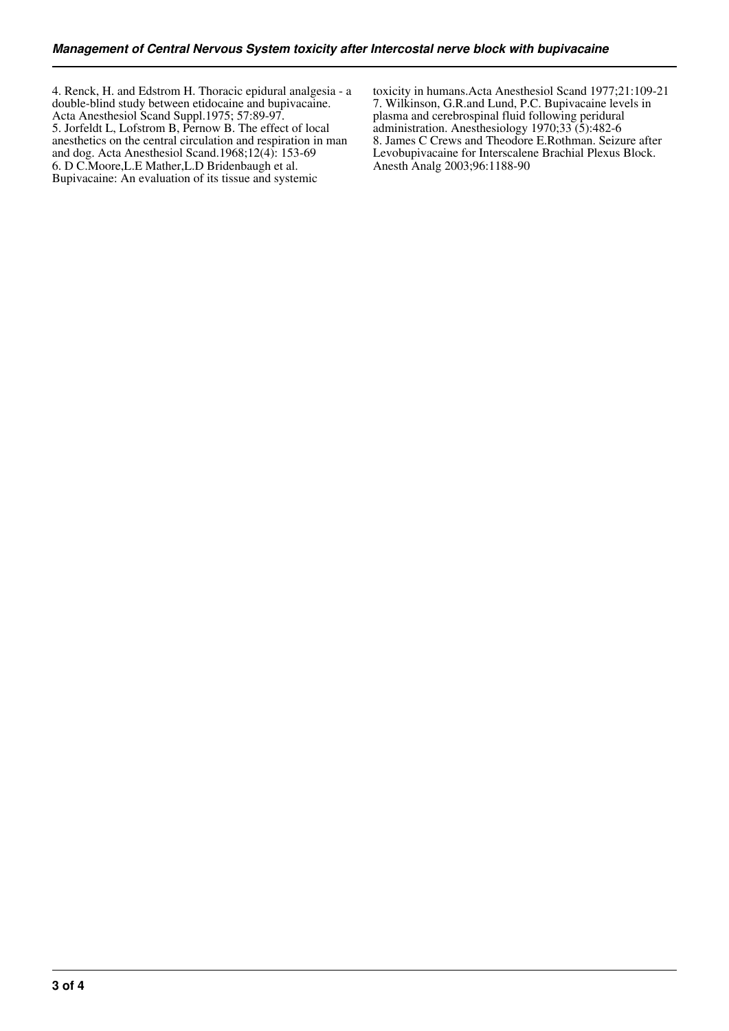4. Renck, H. and Edstrom H. Thoracic epidural analgesia - a double-blind study between etidocaine and bupivacaine. Acta Anesthesiol Scand Suppl.1975; 57:89-97.
5. Jorfeldt L, Lofstrom B, Pernow B. The effect of local anesthetics on the central circulation and respiration in man and dog. Acta Anesthesiol Scand.1968;12(4): 153-69
6. D C.Moore,L.E Mather,L.D Bridenbaugh et al. Bupivacaine: An evaluation of its tissue and systemic toxicity in humans.Acta Anesthesiol Scand 1977;21:109-21
7. Wilkinson, G.R.and Lund, P.C. Bupivacaine levels in plasma and cerebrospinal fluid following peridural administration. Anesthesiology 1970;33 (5):482-6
8. James C Crews and Theodore E.Rothman. Seizure after Levobupivacaine for Interscalene Brachial Plexus Block. Anesth Analg 2003;96:1188-90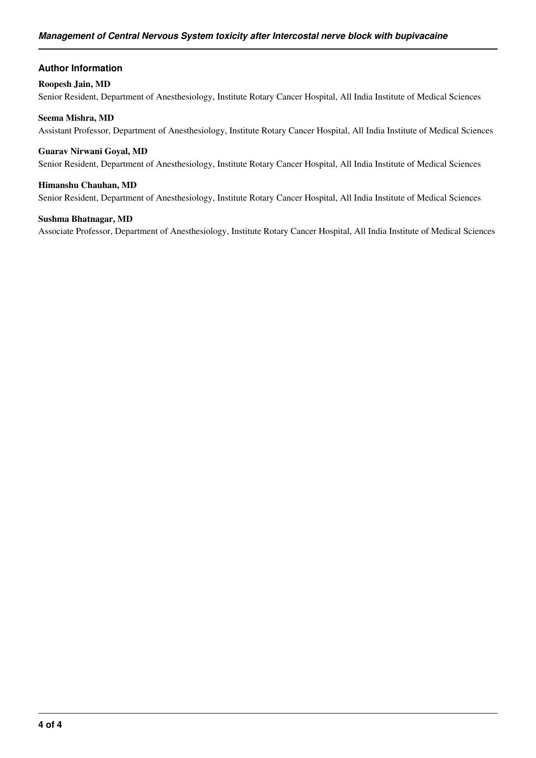## Author Information

**Roopesh Jain, MD**
Senior Resident, Department of Anesthesiology, Institute Rotary Cancer Hospital, All India Institute of Medical Sciences

**Seema Mishra, MD**
Assistant Professor, Department of Anesthesiology, Institute Rotary Cancer Hospital, All India Institute of Medical Sciences

**Guarav Nirwani Goyal, MD**
Senior Resident, Department of Anesthesiology, Institute Rotary Cancer Hospital, All India Institute of Medical Sciences

**Himanshu Chauhan, MD**
Senior Resident, Department of Anesthesiology, Institute Rotary Cancer Hospital, All India Institute of Medical Sciences

**Sushma Bhatnagar, MD**
Associate Professor, Department of Anesthesiology, Institute Rotary Cancer Hospital, All India Institute of Medical Sciences